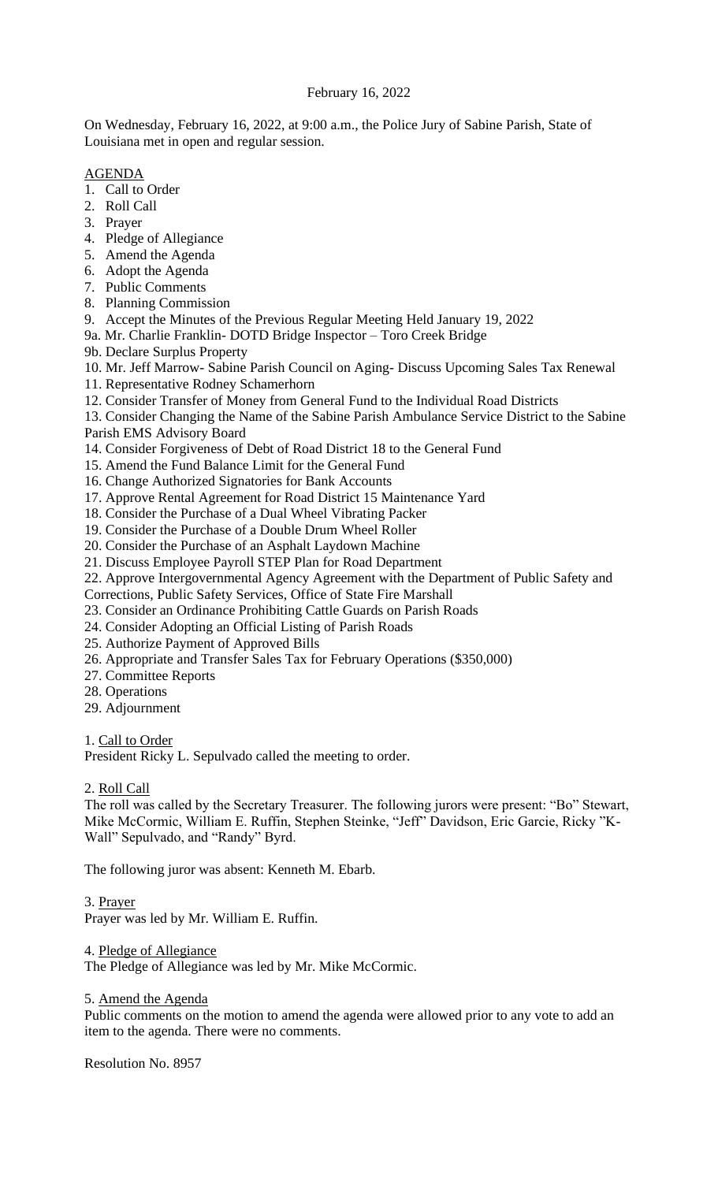February 16, 2022

On Wednesday, February 16, 2022, at 9:00 a.m., the Police Jury of Sabine Parish, State of Louisiana met in open and regular session.

AGENDA

1. Call to Order
2. Roll Call
3. Prayer
4. Pledge of Allegiance
5. Amend the Agenda
6. Adopt the Agenda
7. Public Comments
8. Planning Commission
9. Accept the Minutes of the Previous Regular Meeting Held January 19, 2022

9a. Mr. Charlie Franklin- DOTD Bridge Inspector – Toro Creek Bridge

9b. Declare Surplus Property

10. Mr. Jeff Marrow- Sabine Parish Council on Aging- Discuss Upcoming Sales Tax Renewal
11. Representative Rodney Schamerhorn
12. Consider Transfer of Money from General Fund to the Individual Road Districts
13. Consider Changing the Name of the Sabine Parish Ambulance Service District to the Sabine Parish EMS Advisory Board
14. Consider Forgiveness of Debt of Road District 18 to the General Fund
15. Amend the Fund Balance Limit for the General Fund
16. Change Authorized Signatories for Bank Accounts
17. Approve Rental Agreement for Road District 15 Maintenance Yard
18. Consider the Purchase of a Dual Wheel Vibrating Packer
19. Consider the Purchase of a Double Drum Wheel Roller
20. Consider the Purchase of an Asphalt Laydown Machine
21. Discuss Employee Payroll STEP Plan for Road Department
22. Approve Intergovernmental Agency Agreement with the Department of Public Safety and Corrections, Public Safety Services, Office of State Fire Marshall
23. Consider an Ordinance Prohibiting Cattle Guards on Parish Roads
24. Consider Adopting an Official Listing of Parish Roads
25. Authorize Payment of Approved Bills
26. Appropriate and Transfer Sales Tax for February Operations ($350,000)
27. Committee Reports
28. Operations
29. Adjournment

1. Call to Order

President Ricky L. Sepulvado called the meeting to order.

2. Roll Call

The roll was called by the Secretary Treasurer. The following jurors were present: "Bo" Stewart, Mike McCormic, William E. Ruffin, Stephen Steinke, "Jeff" Davidson, Eric Garcie, Ricky "K-Wall" Sepulvado, and "Randy" Byrd.

The following juror was absent: Kenneth M. Ebarb.

3. Prayer

Prayer was led by Mr. William E. Ruffin.

4. Pledge of Allegiance

The Pledge of Allegiance was led by Mr. Mike McCormic.

5. Amend the Agenda

Public comments on the motion to amend the agenda were allowed prior to any vote to add an item to the agenda. There were no comments.

Resolution No. 8957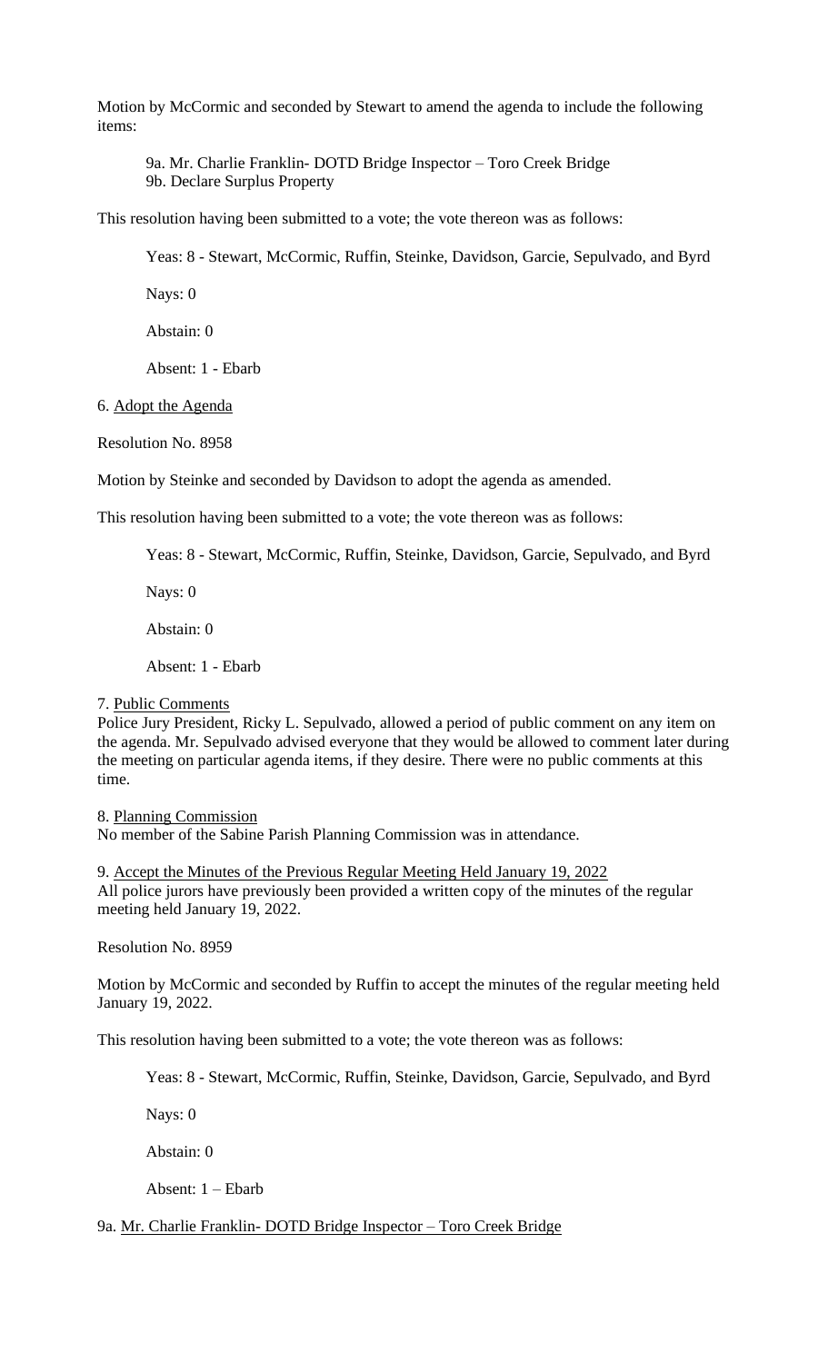Motion by McCormic and seconded by Stewart to amend the agenda to include the following items:

9a. Mr. Charlie Franklin- DOTD Bridge Inspector – Toro Creek Bridge
9b. Declare Surplus Property

This resolution having been submitted to a vote; the vote thereon was as follows:

Yeas: 8 - Stewart, McCormic, Ruffin, Steinke, Davidson, Garcie, Sepulvado, and Byrd

Nays: 0

Abstain: 0

Absent: 1 - Ebarb

6. Adopt the Agenda

Resolution No. 8958

Motion by Steinke and seconded by Davidson to adopt the agenda as amended.

This resolution having been submitted to a vote; the vote thereon was as follows:

Yeas: 8 - Stewart, McCormic, Ruffin, Steinke, Davidson, Garcie, Sepulvado, and Byrd

Nays: 0

Abstain: 0

Absent: 1 - Ebarb

7. Public Comments
Police Jury President, Ricky L. Sepulvado, allowed a period of public comment on any item on the agenda. Mr. Sepulvado advised everyone that they would be allowed to comment later during the meeting on particular agenda items, if they desire. There were no public comments at this time.

8. Planning Commission
No member of the Sabine Parish Planning Commission was in attendance.

9. Accept the Minutes of the Previous Regular Meeting Held January 19, 2022
All police jurors have previously been provided a written copy of the minutes of the regular meeting held January 19, 2022.

Resolution No. 8959

Motion by McCormic and seconded by Ruffin to accept the minutes of the regular meeting held January 19, 2022.

This resolution having been submitted to a vote; the vote thereon was as follows:

Yeas: 8 - Stewart, McCormic, Ruffin, Steinke, Davidson, Garcie, Sepulvado, and Byrd

Nays: 0

Abstain: 0

Absent: 1 – Ebarb

9a. Mr. Charlie Franklin- DOTD Bridge Inspector – Toro Creek Bridge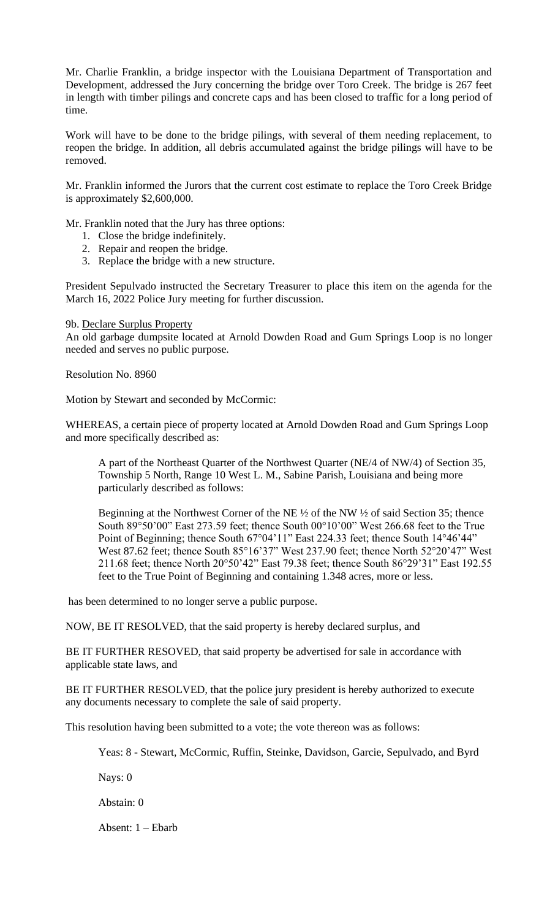Mr. Charlie Franklin, a bridge inspector with the Louisiana Department of Transportation and Development, addressed the Jury concerning the bridge over Toro Creek. The bridge is 267 feet in length with timber pilings and concrete caps and has been closed to traffic for a long period of time.

Work will have to be done to the bridge pilings, with several of them needing replacement, to reopen the bridge. In addition, all debris accumulated against the bridge pilings will have to be removed.

Mr. Franklin informed the Jurors that the current cost estimate to replace the Toro Creek Bridge is approximately $2,600,000.

Mr. Franklin noted that the Jury has three options:

1. Close the bridge indefinitely.
2. Repair and reopen the bridge.
3. Replace the bridge with a new structure.

President Sepulvado instructed the Secretary Treasurer to place this item on the agenda for the March 16, 2022 Police Jury meeting for further discussion.

9b. Declare Surplus Property
An old garbage dumpsite located at Arnold Dowden Road and Gum Springs Loop is no longer needed and serves no public purpose.

Resolution No. 8960

Motion by Stewart and seconded by McCormic:

WHEREAS, a certain piece of property located at Arnold Dowden Road and Gum Springs Loop and more specifically described as:

> A part of the Northeast Quarter of the Northwest Quarter (NE/4 of NW/4) of Section 35, Township 5 North, Range 10 West L. M., Sabine Parish, Louisiana and being more particularly described as follows:
>
> Beginning at the Northwest Corner of the NE ½ of the NW ½ of said Section 35; thence South 89°50'00" East 273.59 feet; thence South 00°10'00" West 266.68 feet to the True Point of Beginning; thence South 67°04'11" East 224.33 feet; thence South 14°46'44" West 87.62 feet; thence South 85°16'37" West 237.90 feet; thence North 52°20'47" West 211.68 feet; thence North 20°50'42" East 79.38 feet; thence South 86°29'31" East 192.55 feet to the True Point of Beginning and containing 1.348 acres, more or less.

has been determined to no longer serve a public purpose.

NOW, BE IT RESOLVED, that the said property is hereby declared surplus, and

BE IT FURTHER RESOVED, that said property be advertised for sale in accordance with applicable state laws, and

BE IT FURTHER RESOLVED, that the police jury president is hereby authorized to execute any documents necessary to complete the sale of said property.

This resolution having been submitted to a vote; the vote thereon was as follows:

Yeas: 8 - Stewart, McCormic, Ruffin, Steinke, Davidson, Garcie, Sepulvado, and Byrd

Nays: 0

Abstain: 0

Absent: 1 – Ebarb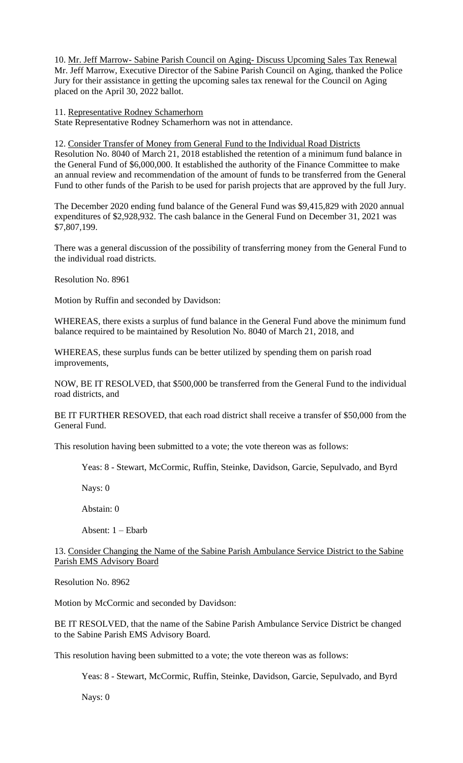10. Mr. Jeff Marrow- Sabine Parish Council on Aging- Discuss Upcoming Sales Tax Renewal
Mr. Jeff Marrow, Executive Director of the Sabine Parish Council on Aging, thanked the Police Jury for their assistance in getting the upcoming sales tax renewal for the Council on Aging placed on the April 30, 2022 ballot.

11. Representative Rodney Schamerhorn
State Representative Rodney Schamerhorn was not in attendance.

12. Consider Transfer of Money from General Fund to the Individual Road Districts
Resolution No. 8040 of March 21, 2018 established the retention of a minimum fund balance in the General Fund of $6,000,000. It established the authority of the Finance Committee to make an annual review and recommendation of the amount of funds to be transferred from the General Fund to other funds of the Parish to be used for parish projects that are approved by the full Jury.

The December 2020 ending fund balance of the General Fund was $9,415,829 with 2020 annual expenditures of $2,928,932. The cash balance in the General Fund on December 31, 2021 was $7,807,199.

There was a general discussion of the possibility of transferring money from the General Fund to the individual road districts.

Resolution No. 8961

Motion by Ruffin and seconded by Davidson:

WHEREAS, there exists a surplus of fund balance in the General Fund above the minimum fund balance required to be maintained by Resolution No. 8040 of March 21, 2018, and

WHEREAS, these surplus funds can be better utilized by spending them on parish road improvements,

NOW, BE IT RESOLVED, that $500,000 be transferred from the General Fund to the individual road districts, and

BE IT FURTHER RESOVED, that each road district shall receive a transfer of $50,000 from the General Fund.

This resolution having been submitted to a vote; the vote thereon was as follows:

Yeas: 8 - Stewart, McCormic, Ruffin, Steinke, Davidson, Garcie, Sepulvado, and Byrd

Nays: 0

Abstain: 0

Absent: 1 – Ebarb

13. Consider Changing the Name of the Sabine Parish Ambulance Service District to the Sabine Parish EMS Advisory Board

Resolution No. 8962

Motion by McCormic and seconded by Davidson:

BE IT RESOLVED, that the name of the Sabine Parish Ambulance Service District be changed to the Sabine Parish EMS Advisory Board.

This resolution having been submitted to a vote; the vote thereon was as follows:

Yeas: 8 - Stewart, McCormic, Ruffin, Steinke, Davidson, Garcie, Sepulvado, and Byrd

Nays: 0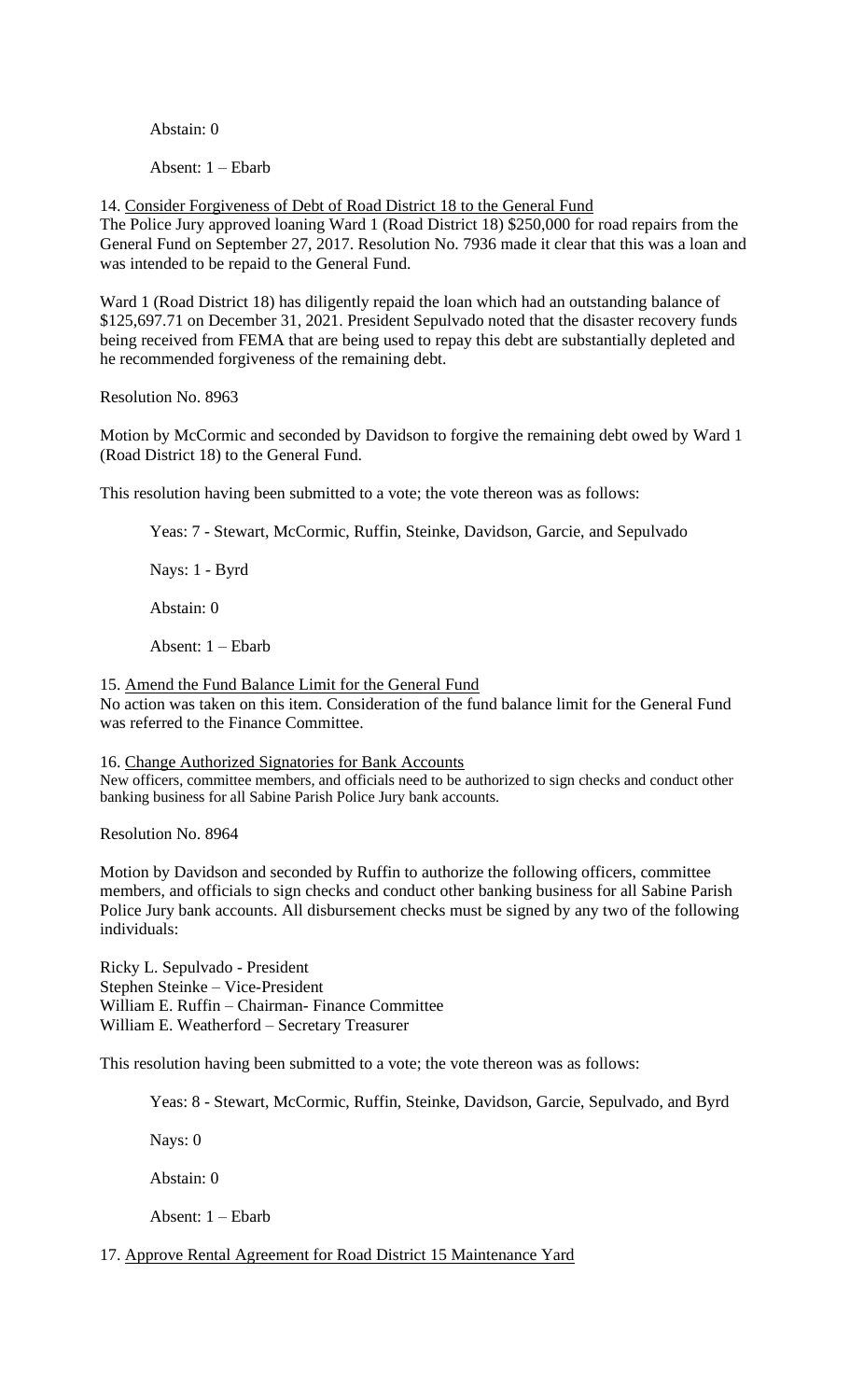Abstain: 0

Absent: 1 – Ebarb

14. <u>Consider Forgiveness of Debt of Road District 18 to the General Fund</u>
The Police Jury approved loaning Ward 1 (Road District 18) $250,000 for road repairs from the General Fund on September 27, 2017. Resolution No. 7936 made it clear that this was a loan and was intended to be repaid to the General Fund.

Ward 1 (Road District 18) has diligently repaid the loan which had an outstanding balance of $125,697.71 on December 31, 2021. President Sepulvado noted that the disaster recovery funds being received from FEMA that are being used to repay this debt are substantially depleted and he recommended forgiveness of the remaining debt.

Resolution No. 8963

Motion by McCormic and seconded by Davidson to forgive the remaining debt owed by Ward 1 (Road District 18) to the General Fund.

This resolution having been submitted to a vote; the vote thereon was as follows:

Yeas: 7 - Stewart, McCormic, Ruffin, Steinke, Davidson, Garcie, and Sepulvado

Nays: 1 - Byrd

Abstain: 0

Absent: 1 – Ebarb

15. <u>Amend the Fund Balance Limit for the General Fund</u>
No action was taken on this item. Consideration of the fund balance limit for the General Fund was referred to the Finance Committee.

16. <u>Change Authorized Signatories for Bank Accounts</u>
New officers, committee members, and officials need to be authorized to sign checks and conduct other banking business for all Sabine Parish Police Jury bank accounts.

Resolution No. 8964

Motion by Davidson and seconded by Ruffin to authorize the following officers, committee members, and officials to sign checks and conduct other banking business for all Sabine Parish Police Jury bank accounts. All disbursement checks must be signed by any two of the following individuals:

Ricky L. Sepulvado - President
Stephen Steinke – Vice-President
William E. Ruffin – Chairman- Finance Committee
William E. Weatherford – Secretary Treasurer

This resolution having been submitted to a vote; the vote thereon was as follows:

Yeas: 8 - Stewart, McCormic, Ruffin, Steinke, Davidson, Garcie, Sepulvado, and Byrd

Nays: 0

Abstain: 0

Absent: 1 – Ebarb

17. <u>Approve Rental Agreement for Road District 15 Maintenance Yard</u>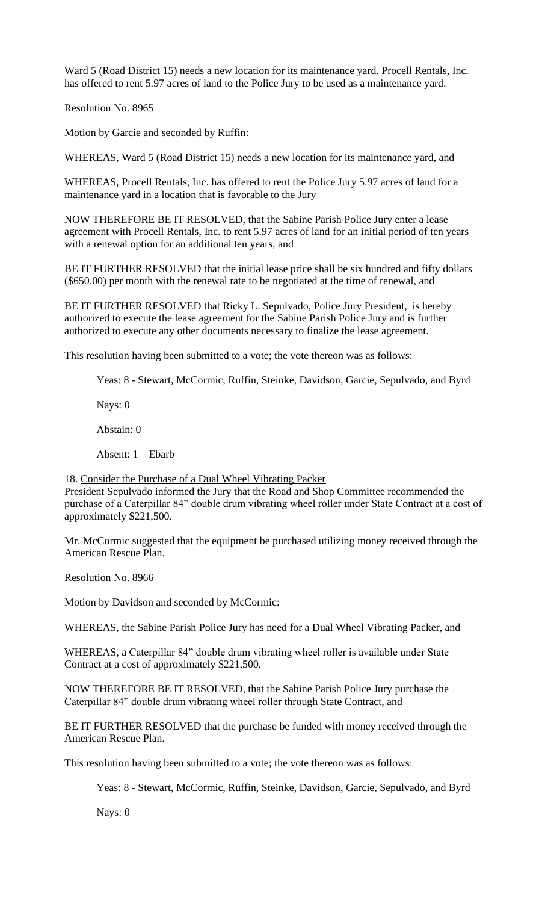Ward 5 (Road District 15) needs a new location for its maintenance yard. Procell Rentals, Inc. has offered to rent 5.97 acres of land to the Police Jury to be used as a maintenance yard.

Resolution No. 8965

Motion by Garcie and seconded by Ruffin:

WHEREAS, Ward 5 (Road District 15) needs a new location for its maintenance yard, and

WHEREAS, Procell Rentals, Inc. has offered to rent the Police Jury 5.97 acres of land for a maintenance yard in a location that is favorable to the Jury

NOW THEREFORE BE IT RESOLVED, that the Sabine Parish Police Jury enter a lease agreement with Procell Rentals, Inc. to rent 5.97 acres of land for an initial period of ten years with a renewal option for an additional ten years, and

BE IT FURTHER RESOLVED that the initial lease price shall be six hundred and fifty dollars ($650.00) per month with the renewal rate to be negotiated at the time of renewal, and

BE IT FURTHER RESOLVED that Ricky L. Sepulvado, Police Jury President, is hereby authorized to execute the lease agreement for the Sabine Parish Police Jury and is further authorized to execute any other documents necessary to finalize the lease agreement.

This resolution having been submitted to a vote; the vote thereon was as follows:

Yeas: 8 - Stewart, McCormic, Ruffin, Steinke, Davidson, Garcie, Sepulvado, and Byrd

Nays: 0

Abstain: 0

Absent: 1 – Ebarb

18. Consider the Purchase of a Dual Wheel Vibrating Packer

President Sepulvado informed the Jury that the Road and Shop Committee recommended the purchase of a Caterpillar 84" double drum vibrating wheel roller under State Contract at a cost of approximately $221,500.

Mr. McCormic suggested that the equipment be purchased utilizing money received through the American Rescue Plan.

Resolution No. 8966

Motion by Davidson and seconded by McCormic:

WHEREAS, the Sabine Parish Police Jury has need for a Dual Wheel Vibrating Packer, and

WHEREAS, a Caterpillar 84" double drum vibrating wheel roller is available under State Contract at a cost of approximately $221,500.

NOW THEREFORE BE IT RESOLVED, that the Sabine Parish Police Jury purchase the Caterpillar 84" double drum vibrating wheel roller through State Contract, and

BE IT FURTHER RESOLVED that the purchase be funded with money received through the American Rescue Plan.

This resolution having been submitted to a vote; the vote thereon was as follows:

Yeas: 8 - Stewart, McCormic, Ruffin, Steinke, Davidson, Garcie, Sepulvado, and Byrd

Nays: 0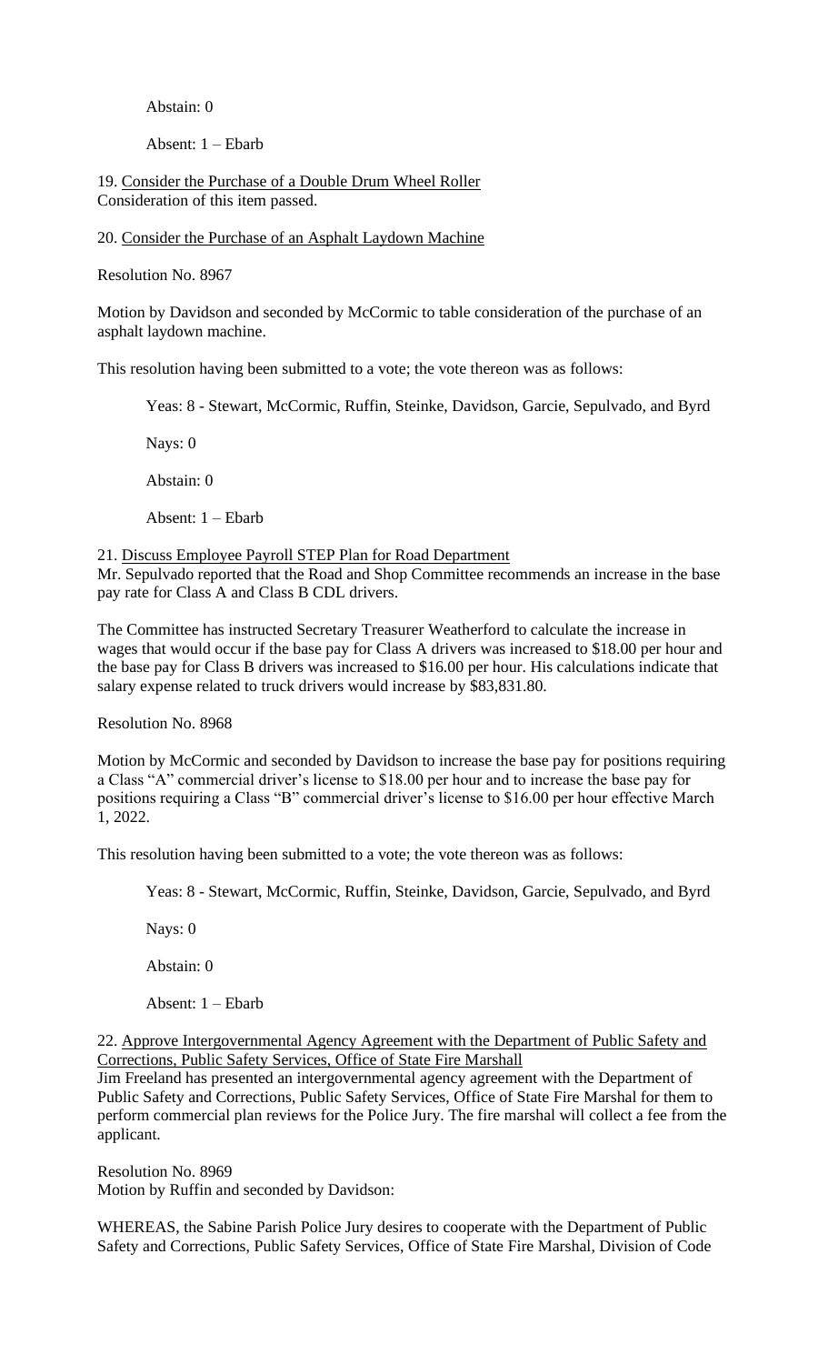Abstain: 0

Absent: 1 – Ebarb

19. <u>Consider the Purchase of a Double Drum Wheel Roller</u>
Consideration of this item passed.

20. <u>Consider the Purchase of an Asphalt Laydown Machine</u>

Resolution No. 8967

Motion by Davidson and seconded by McCormic to table consideration of the purchase of an asphalt laydown machine.

This resolution having been submitted to a vote; the vote thereon was as follows:

Yeas: 8 - Stewart, McCormic, Ruffin, Steinke, Davidson, Garcie, Sepulvado, and Byrd

Nays: 0

Abstain: 0

Absent: 1 – Ebarb

21. <u>Discuss Employee Payroll STEP Plan for Road Department</u>
Mr. Sepulvado reported that the Road and Shop Committee recommends an increase in the base pay rate for Class A and Class B CDL drivers.

The Committee has instructed Secretary Treasurer Weatherford to calculate the increase in wages that would occur if the base pay for Class A drivers was increased to $18.00 per hour and the base pay for Class B drivers was increased to $16.00 per hour. His calculations indicate that salary expense related to truck drivers would increase by $83,831.80.

Resolution No. 8968

Motion by McCormic and seconded by Davidson to increase the base pay for positions requiring a Class "A" commercial driver's license to $18.00 per hour and to increase the base pay for positions requiring a Class "B" commercial driver's license to $16.00 per hour effective March 1, 2022.

This resolution having been submitted to a vote; the vote thereon was as follows:

Yeas: 8 - Stewart, McCormic, Ruffin, Steinke, Davidson, Garcie, Sepulvado, and Byrd

Nays: 0

Abstain: 0

Absent: 1 – Ebarb

22. <u>Approve Intergovernmental Agency Agreement with the Department of Public Safety and Corrections, Public Safety Services, Office of State Fire Marshall</u>
Jim Freeland has presented an intergovernmental agency agreement with the Department of Public Safety and Corrections, Public Safety Services, Office of State Fire Marshal for them to perform commercial plan reviews for the Police Jury. The fire marshal will collect a fee from the applicant.

Resolution No. 8969
Motion by Ruffin and seconded by Davidson:

WHEREAS, the Sabine Parish Police Jury desires to cooperate with the Department of Public Safety and Corrections, Public Safety Services, Office of State Fire Marshal, Division of Code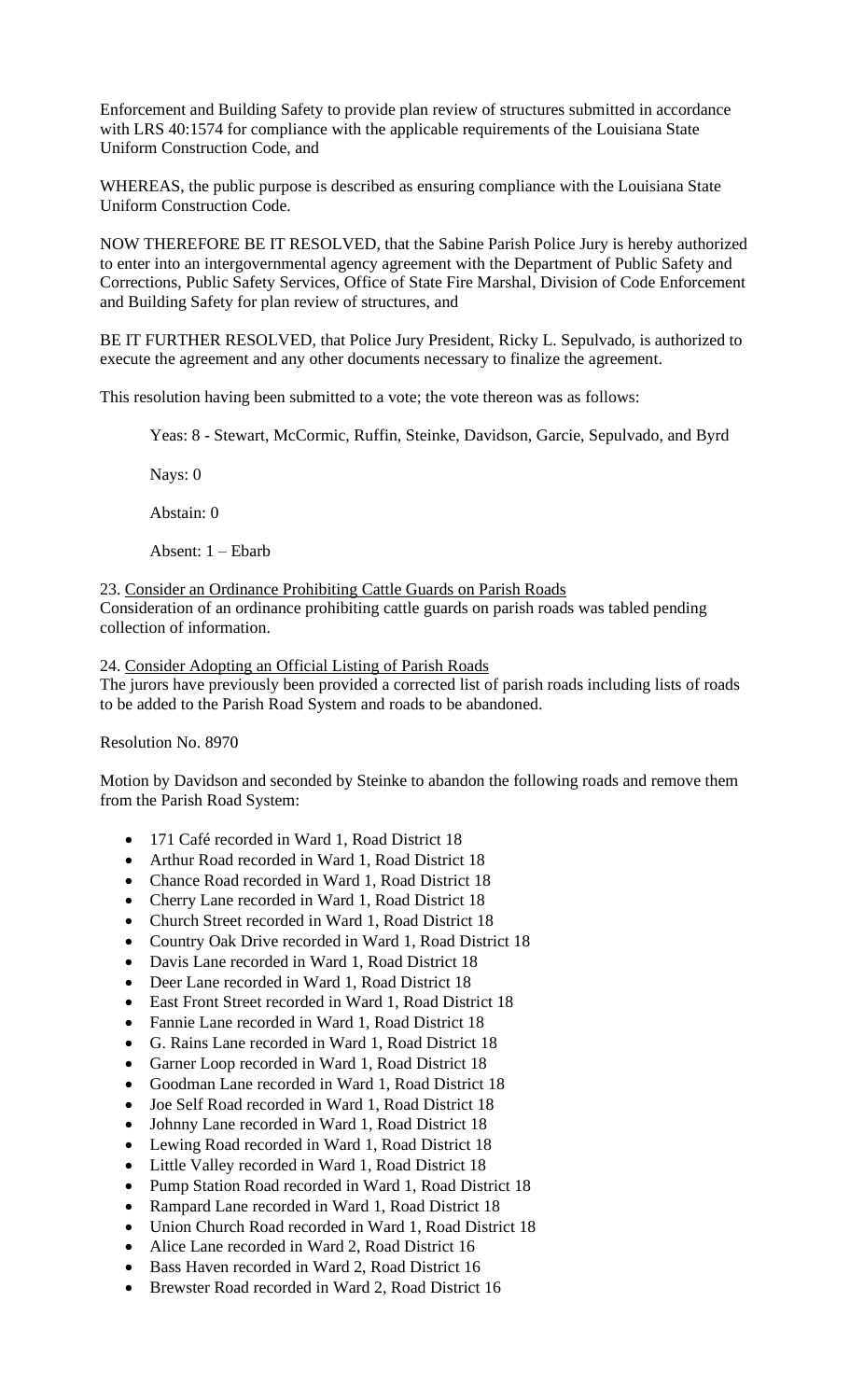Enforcement and Building Safety to provide plan review of structures submitted in accordance with LRS 40:1574 for compliance with the applicable requirements of the Louisiana State Uniform Construction Code, and

WHEREAS, the public purpose is described as ensuring compliance with the Louisiana State Uniform Construction Code.

NOW THEREFORE BE IT RESOLVED, that the Sabine Parish Police Jury is hereby authorized to enter into an intergovernmental agency agreement with the Department of Public Safety and Corrections, Public Safety Services, Office of State Fire Marshal, Division of Code Enforcement and Building Safety for plan review of structures, and

BE IT FURTHER RESOLVED, that Police Jury President, Ricky L. Sepulvado, is authorized to execute the agreement and any other documents necessary to finalize the agreement.

This resolution having been submitted to a vote; the vote thereon was as follows:

Yeas: 8 - Stewart, McCormic, Ruffin, Steinke, Davidson, Garcie, Sepulvado, and Byrd

Nays: 0

Abstain: 0

Absent: 1 – Ebarb

23. Consider an Ordinance Prohibiting Cattle Guards on Parish Roads
Consideration of an ordinance prohibiting cattle guards on parish roads was tabled pending collection of information.

24. Consider Adopting an Official Listing of Parish Roads
The jurors have previously been provided a corrected list of parish roads including lists of roads to be added to the Parish Road System and roads to be abandoned.

Resolution No. 8970

Motion by Davidson and seconded by Steinke to abandon the following roads and remove them from the Parish Road System:

- 171 Café recorded in Ward 1, Road District 18
- Arthur Road recorded in Ward 1, Road District 18
- Chance Road recorded in Ward 1, Road District 18
- Cherry Lane recorded in Ward 1, Road District 18
- Church Street recorded in Ward 1, Road District 18
- Country Oak Drive recorded in Ward 1, Road District 18
- Davis Lane recorded in Ward 1, Road District 18
- Deer Lane recorded in Ward 1, Road District 18
- East Front Street recorded in Ward 1, Road District 18
- Fannie Lane recorded in Ward 1, Road District 18
- G. Rains Lane recorded in Ward 1, Road District 18
- Garner Loop recorded in Ward 1, Road District 18
- Goodman Lane recorded in Ward 1, Road District 18
- Joe Self Road recorded in Ward 1, Road District 18
- Johnny Lane recorded in Ward 1, Road District 18
- Lewing Road recorded in Ward 1, Road District 18
- Little Valley recorded in Ward 1, Road District 18
- Pump Station Road recorded in Ward 1, Road District 18
- Rampard Lane recorded in Ward 1, Road District 18
- Union Church Road recorded in Ward 1, Road District 18
- Alice Lane recorded in Ward 2, Road District 16
- Bass Haven recorded in Ward 2, Road District 16
- Brewster Road recorded in Ward 2, Road District 16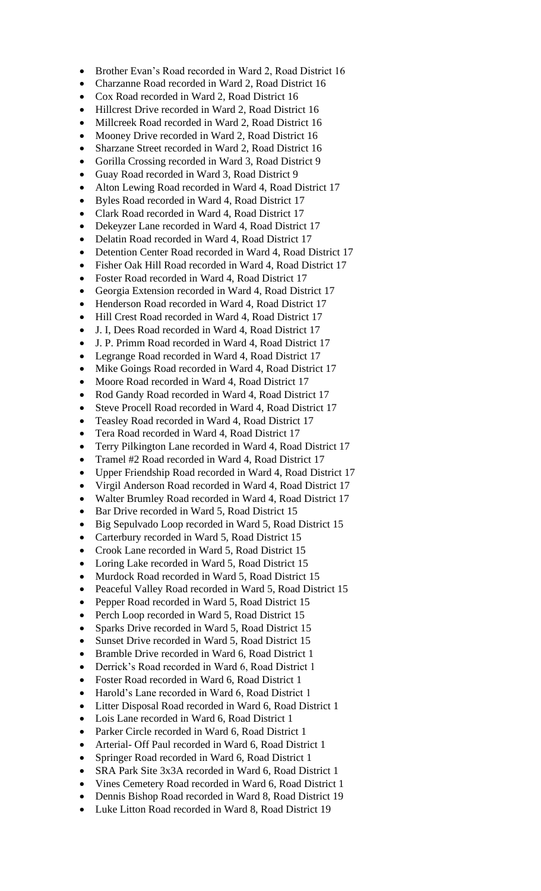- Brother Evan's Road recorded in Ward 2, Road District 16
- Charzanne Road recorded in Ward 2, Road District 16
- Cox Road recorded in Ward 2, Road District 16
- Hillcrest Drive recorded in Ward 2, Road District 16
- Millcreek Road recorded in Ward 2, Road District 16
- Mooney Drive recorded in Ward 2, Road District 16
- Sharzane Street recorded in Ward 2, Road District 16
- Gorilla Crossing recorded in Ward 3, Road District 9
- Guay Road recorded in Ward 3, Road District 9
- Alton Lewing Road recorded in Ward 4, Road District 17
- Byles Road recorded in Ward 4, Road District 17
- Clark Road recorded in Ward 4, Road District 17
- Dekeyzer Lane recorded in Ward 4, Road District 17
- Delatin Road recorded in Ward 4, Road District 17
- Detention Center Road recorded in Ward 4, Road District 17
- Fisher Oak Hill Road recorded in Ward 4, Road District 17
- Foster Road recorded in Ward 4, Road District 17
- Georgia Extension recorded in Ward 4, Road District 17
- Henderson Road recorded in Ward 4, Road District 17
- Hill Crest Road recorded in Ward 4, Road District 17
- J. I, Dees Road recorded in Ward 4, Road District 17
- J. P. Primm Road recorded in Ward 4, Road District 17
- Legrange Road recorded in Ward 4, Road District 17
- Mike Goings Road recorded in Ward 4, Road District 17
- Moore Road recorded in Ward 4, Road District 17
- Rod Gandy Road recorded in Ward 4, Road District 17
- Steve Procell Road recorded in Ward 4, Road District 17
- Teasley Road recorded in Ward 4, Road District 17
- Tera Road recorded in Ward 4, Road District 17
- Terry Pilkington Lane recorded in Ward 4, Road District 17
- Tramel #2 Road recorded in Ward 4, Road District 17
- Upper Friendship Road recorded in Ward 4, Road District 17
- Virgil Anderson Road recorded in Ward 4, Road District 17
- Walter Brumley Road recorded in Ward 4, Road District 17
- Bar Drive recorded in Ward 5, Road District 15
- Big Sepulvado Loop recorded in Ward 5, Road District 15
- Carterbury recorded in Ward 5, Road District 15
- Crook Lane recorded in Ward 5, Road District 15
- Loring Lake recorded in Ward 5, Road District 15
- Murdock Road recorded in Ward 5, Road District 15
- Peaceful Valley Road recorded in Ward 5, Road District 15
- Pepper Road recorded in Ward 5, Road District 15
- Perch Loop recorded in Ward 5, Road District 15
- Sparks Drive recorded in Ward 5, Road District 15
- Sunset Drive recorded in Ward 5, Road District 15
- Bramble Drive recorded in Ward 6, Road District 1
- Derrick's Road recorded in Ward 6, Road District 1
- Foster Road recorded in Ward 6, Road District 1
- Harold's Lane recorded in Ward 6, Road District 1
- Litter Disposal Road recorded in Ward 6, Road District 1
- Lois Lane recorded in Ward 6, Road District 1
- Parker Circle recorded in Ward 6, Road District 1
- Arterial- Off Paul recorded in Ward 6, Road District 1
- Springer Road recorded in Ward 6, Road District 1
- SRA Park Site 3x3A recorded in Ward 6, Road District 1
- Vines Cemetery Road recorded in Ward 6, Road District 1
- Dennis Bishop Road recorded in Ward 8, Road District 19
- Luke Litton Road recorded in Ward 8, Road District 19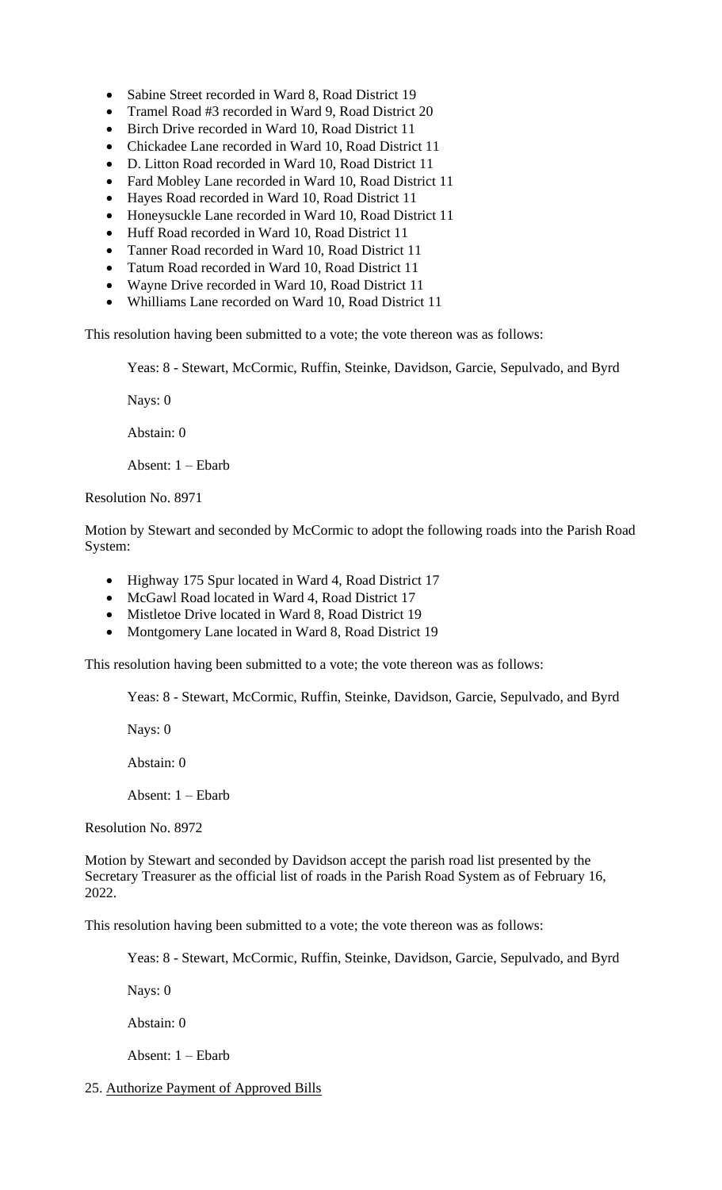- Sabine Street recorded in Ward 8, Road District 19
- Tramel Road #3 recorded in Ward 9, Road District 20
- Birch Drive recorded in Ward 10, Road District 11
- Chickadee Lane recorded in Ward 10, Road District 11
- D. Litton Road recorded in Ward 10, Road District 11
- Fard Mobley Lane recorded in Ward 10, Road District 11
- Hayes Road recorded in Ward 10, Road District 11
- Honeysuckle Lane recorded in Ward 10, Road District 11
- Huff Road recorded in Ward 10, Road District 11
- Tanner Road recorded in Ward 10, Road District 11
- Tatum Road recorded in Ward 10, Road District 11
- Wayne Drive recorded in Ward 10, Road District 11
- Whilliams Lane recorded on Ward 10, Road District 11

This resolution having been submitted to a vote; the vote thereon was as follows:

Yeas: 8 - Stewart, McCormic, Ruffin, Steinke, Davidson, Garcie, Sepulvado, and Byrd

Nays: 0

Abstain: 0

Absent: 1 – Ebarb

Resolution No. 8971

Motion by Stewart and seconded by McCormic to adopt the following roads into the Parish Road System:

- Highway 175 Spur located in Ward 4, Road District 17
- McGawl Road located in Ward 4, Road District 17
- Mistletoe Drive located in Ward 8, Road District 19
- Montgomery Lane located in Ward 8, Road District 19

This resolution having been submitted to a vote; the vote thereon was as follows:

Yeas: 8 - Stewart, McCormic, Ruffin, Steinke, Davidson, Garcie, Sepulvado, and Byrd

Nays: 0

Abstain: 0

Absent: 1 – Ebarb

Resolution No. 8972

Motion by Stewart and seconded by Davidson accept the parish road list presented by the Secretary Treasurer as the official list of roads in the Parish Road System as of February 16, 2022.

This resolution having been submitted to a vote; the vote thereon was as follows:

Yeas: 8 - Stewart, McCormic, Ruffin, Steinke, Davidson, Garcie, Sepulvado, and Byrd

Nays: 0

Abstain: 0

Absent: 1 – Ebarb

25. Authorize Payment of Approved Bills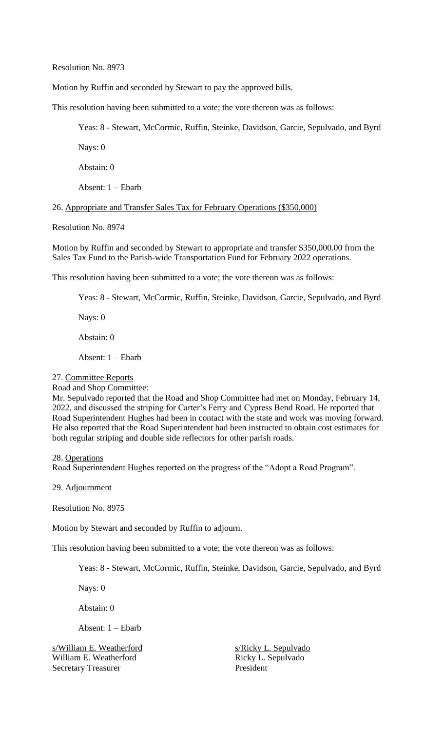Resolution No. 8973

Motion by Ruffin and seconded by Stewart to pay the approved bills.

This resolution having been submitted to a vote; the vote thereon was as follows:

Yeas: 8 - Stewart, McCormic, Ruffin, Steinke, Davidson, Garcie, Sepulvado, and Byrd

Nays: 0

Abstain: 0

Absent: 1 – Ebarb

26. Appropriate and Transfer Sales Tax for February Operations ($350,000)

Resolution No. 8974

Motion by Ruffin and seconded by Stewart to appropriate and transfer $350,000.00 from the Sales Tax Fund to the Parish-wide Transportation Fund for February 2022 operations.

This resolution having been submitted to a vote; the vote thereon was as follows:

Yeas: 8 - Stewart, McCormic, Ruffin, Steinke, Davidson, Garcie, Sepulvado, and Byrd

Nays: 0

Abstain: 0

Absent: 1 – Ebarb

27. Committee Reports

Road and Shop Committee:

Mr. Sepulvado reported that the Road and Shop Committee had met on Monday, February 14, 2022, and discussed the striping for Carter's Ferry and Cypress Bend Road. He reported that Road Superintendent Hughes had been in contact with the state and work was moving forward. He also reported that the Road Superintendent had been instructed to obtain cost estimates for both regular striping and double side reflectors for other parish roads.

28. Operations

Road Superintendent Hughes reported on the progress of the "Adopt a Road Program".

29. Adjournment

Resolution No. 8975

Motion by Stewart and seconded by Ruffin to adjourn.

This resolution having been submitted to a vote; the vote thereon was as follows:

Yeas: 8 - Stewart, McCormic, Ruffin, Steinke, Davidson, Garcie, Sepulvado, and Byrd

Nays: 0

Abstain: 0

Absent: 1 – Ebarb

s/William E. Weatherford
William E. Weatherford
Secretary Treasurer

s/Ricky L. Sepulvado
Ricky L. Sepulvado
President